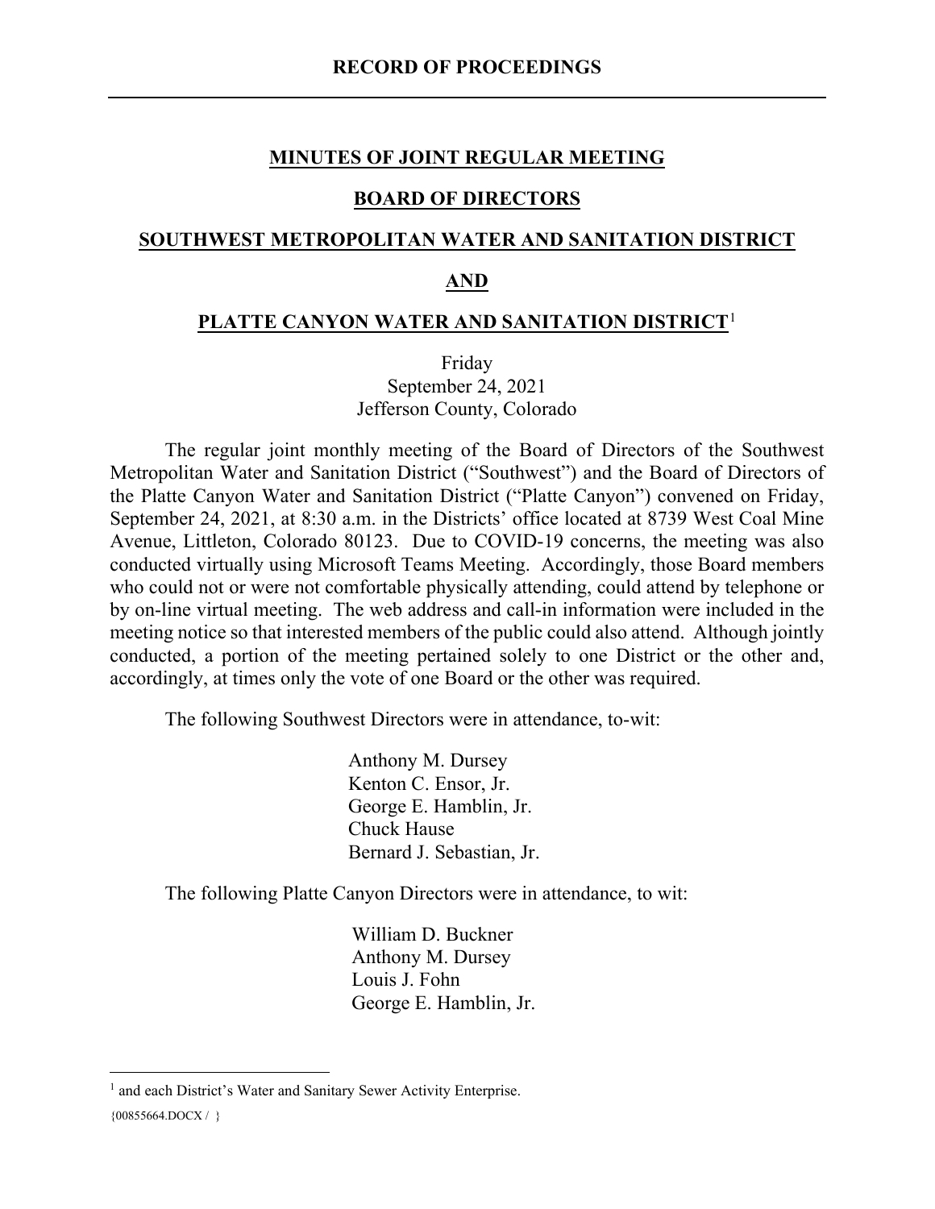# RECORD OF PROCEEDINGS

## MINUTES OF JOINT REGULAR MEETING

## BOARD OF DIRECTORS

## SOUTHWEST METROPOLITAN WATER AND SANITATION DISTRICT

## AND

## PLATTE CANYON WATER AND SANITATION DISTRICT[1]

Friday
September 24, 2021
Jefferson County, Colorado

The regular joint monthly meeting of the Board of Directors of the Southwest Metropolitan Water and Sanitation District ("Southwest") and the Board of Directors of the Platte Canyon Water and Sanitation District ("Platte Canyon") convened on Friday, September 24, 2021, at 8:30 a.m. in the Districts' office located at 8739 West Coal Mine Avenue, Littleton, Colorado 80123. Due to COVID-19 concerns, the meeting was also conducted virtually using Microsoft Teams Meeting. Accordingly, those Board members who could not or were not comfortable physically attending, could attend by telephone or by on-line virtual meeting. The web address and call-in information were included in the meeting notice so that interested members of the public could also attend. Although jointly conducted, a portion of the meeting pertained solely to one District or the other and, accordingly, at times only the vote of one Board or the other was required.

The following Southwest Directors were in attendance, to-wit:

Anthony M. Dursey
Kenton C. Ensor, Jr.
George E. Hamblin, Jr.
Chuck Hause
Bernard J. Sebastian, Jr.

The following Platte Canyon Directors were in attendance, to wit:

William D. Buckner
Anthony M. Dursey
Louis J. Fohn
George E. Hamblin, Jr.

---

[1] and each District's Water and Sanitary Sewer Activity Enterprise.

{00855664.DOCX / }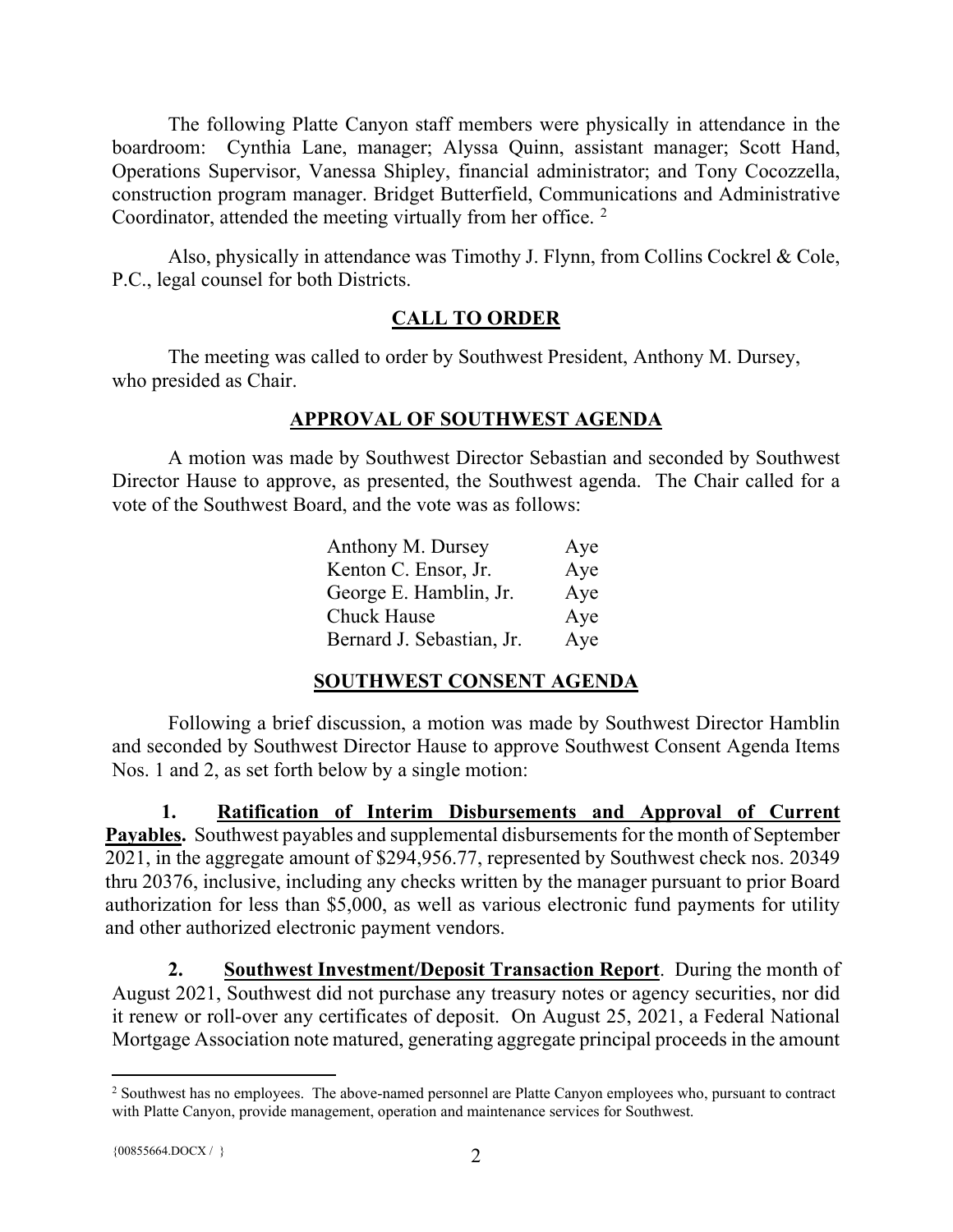The following Platte Canyon staff members were physically in attendance in the boardroom: Cynthia Lane, manager; Alyssa Quinn, assistant manager; Scott Hand, Operations Supervisor, Vanessa Shipley, financial administrator; and Tony Cocozzella, construction program manager. Bridget Butterfield, Communications and Administrative Coordinator, attended the meeting virtually from her office. [2]

Also, physically in attendance was Timothy J. Flynn, from Collins Cockrel & Cole, P.C., legal counsel for both Districts.

## CALL TO ORDER

The meeting was called to order by Southwest President, Anthony M. Dursey, who presided as Chair.

## APPROVAL OF SOUTHWEST AGENDA

A motion was made by Southwest Director Sebastian and seconded by Southwest Director Hause to approve, as presented, the Southwest agenda. The Chair called for a vote of the Southwest Board, and the vote was as follows:

| | |
|---|---|
| Anthony M. Dursey | Aye |
| Kenton C. Ensor, Jr. | Aye |
| George E. Hamblin, Jr. | Aye |
| Chuck Hause | Aye |
| Bernard J. Sebastian, Jr. | Aye |

## SOUTHWEST CONSENT AGENDA

Following a brief discussion, a motion was made by Southwest Director Hamblin and seconded by Southwest Director Hause to approve Southwest Consent Agenda Items Nos. 1 and 2, as set forth below by a single motion:

**1. Ratification of Interim Disbursements and Approval of Current Payables.** Southwest payables and supplemental disbursements for the month of September 2021, in the aggregate amount of $294,956.77, represented by Southwest check nos. 20349 thru 20376, inclusive, including any checks written by the manager pursuant to prior Board authorization for less than $5,000, as well as various electronic fund payments for utility and other authorized electronic payment vendors.

**2. Southwest Investment/Deposit Transaction Report**. During the month of August 2021, Southwest did not purchase any treasury notes or agency securities, nor did it renew or roll-over any certificates of deposit. On August 25, 2021, a Federal National Mortgage Association note matured, generating aggregate principal proceeds in the amount

---

[2] Southwest has no employees. The above-named personnel are Platte Canyon employees who, pursuant to contract with Platte Canyon, provide management, operation and maintenance services for Southwest.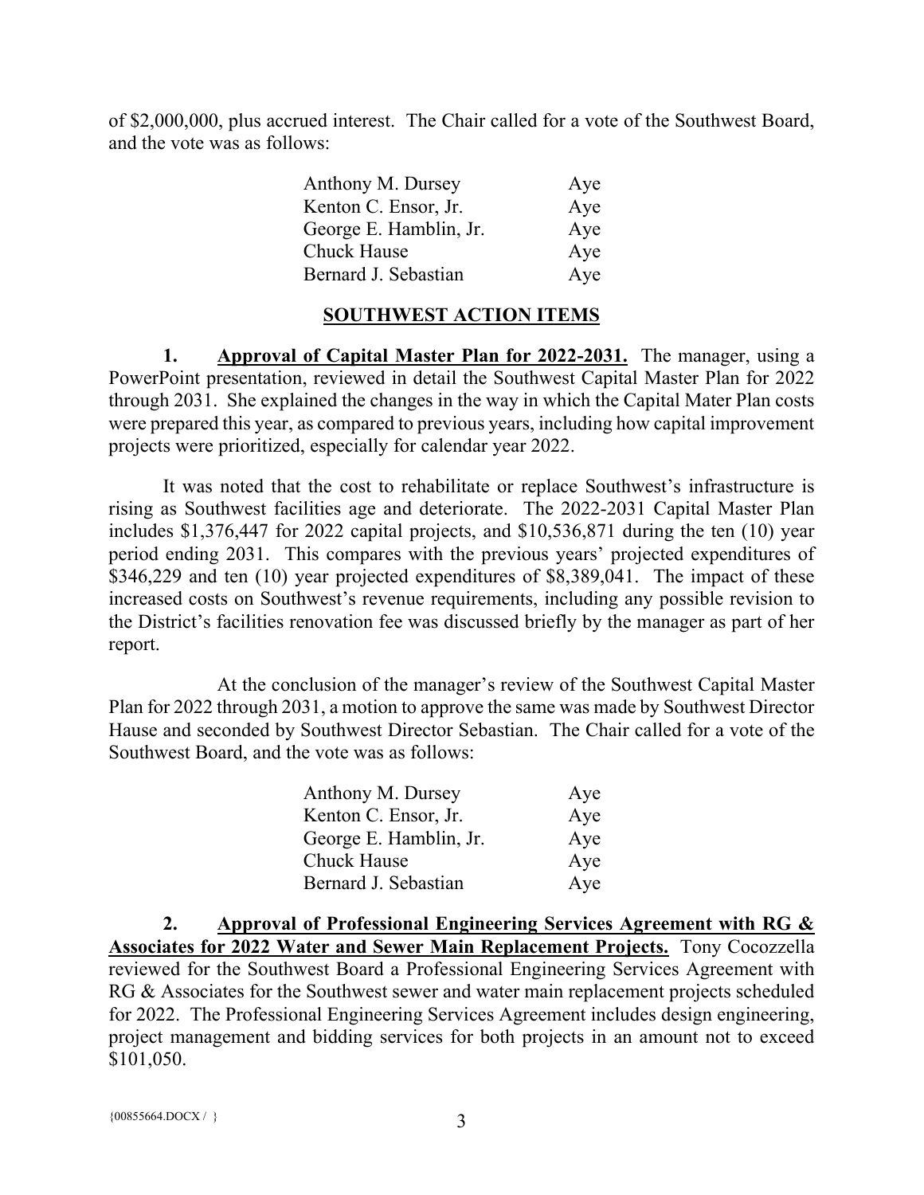of $2,000,000, plus accrued interest. The Chair called for a vote of the Southwest Board, and the vote was as follows:

| | |
|---|---|
| Anthony M. Dursey | Aye |
| Kenton C. Ensor, Jr. | Aye |
| George E. Hamblin, Jr. | Aye |
| Chuck Hause | Aye |
| Bernard J. Sebastian | Aye |

## SOUTHWEST ACTION ITEMS

**1. Approval of Capital Master Plan for 2022-2031.** The manager, using a PowerPoint presentation, reviewed in detail the Southwest Capital Master Plan for 2022 through 2031. She explained the changes in the way in which the Capital Mater Plan costs were prepared this year, as compared to previous years, including how capital improvement projects were prioritized, especially for calendar year 2022.

It was noted that the cost to rehabilitate or replace Southwest's infrastructure is rising as Southwest facilities age and deteriorate. The 2022-2031 Capital Master Plan includes $1,376,447 for 2022 capital projects, and $10,536,871 during the ten (10) year period ending 2031. This compares with the previous years' projected expenditures of $346,229 and ten (10) year projected expenditures of $8,389,041. The impact of these increased costs on Southwest's revenue requirements, including any possible revision to the District's facilities renovation fee was discussed briefly by the manager as part of her report.

At the conclusion of the manager's review of the Southwest Capital Master Plan for 2022 through 2031, a motion to approve the same was made by Southwest Director Hause and seconded by Southwest Director Sebastian. The Chair called for a vote of the Southwest Board, and the vote was as follows:

| | |
|---|---|
| Anthony M. Dursey | Aye |
| Kenton C. Ensor, Jr. | Aye |
| George E. Hamblin, Jr. | Aye |
| Chuck Hause | Aye |
| Bernard J. Sebastian | Aye |

**2. Approval of Professional Engineering Services Agreement with RG & Associates for 2022 Water and Sewer Main Replacement Projects.** Tony Cocozzella reviewed for the Southwest Board a Professional Engineering Services Agreement with RG & Associates for the Southwest sewer and water main replacement projects scheduled for 2022. The Professional Engineering Services Agreement includes design engineering, project management and bidding services for both projects in an amount not to exceed $101,050.

{00855664.DOCX / }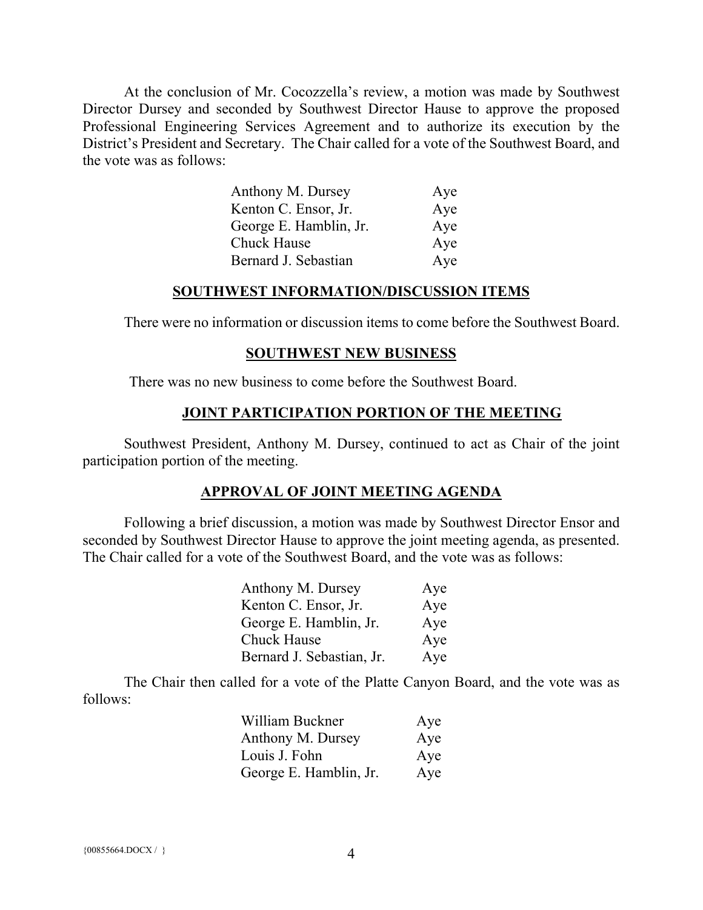At the conclusion of Mr. Cocozzella's review, a motion was made by Southwest Director Dursey and seconded by Southwest Director Hause to approve the proposed Professional Engineering Services Agreement and to authorize its execution by the District's President and Secretary. The Chair called for a vote of the Southwest Board, and the vote was as follows:

| | |
|---|---|
| Anthony M. Dursey | Aye |
| Kenton C. Ensor, Jr. | Aye |
| George E. Hamblin, Jr. | Aye |
| Chuck Hause | Aye |
| Bernard J. Sebastian | Aye |

## SOUTHWEST INFORMATION/DISCUSSION ITEMS

There were no information or discussion items to come before the Southwest Board.

## SOUTHWEST NEW BUSINESS

There was no new business to come before the Southwest Board.

## JOINT PARTICIPATION PORTION OF THE MEETING

Southwest President, Anthony M. Dursey, continued to act as Chair of the joint participation portion of the meeting.

## APPROVAL OF JOINT MEETING AGENDA

Following a brief discussion, a motion was made by Southwest Director Ensor and seconded by Southwest Director Hause to approve the joint meeting agenda, as presented. The Chair called for a vote of the Southwest Board, and the vote was as follows:

| | |
|---|---|
| Anthony M. Dursey | Aye |
| Kenton C. Ensor, Jr. | Aye |
| George E. Hamblin, Jr. | Aye |
| Chuck Hause | Aye |
| Bernard J. Sebastian, Jr. | Aye |

The Chair then called for a vote of the Platte Canyon Board, and the vote was as follows:

| | |
|---|---|
| William Buckner | Aye |
| Anthony M. Dursey | Aye |
| Louis J. Fohn | Aye |
| George E. Hamblin, Jr. | Aye |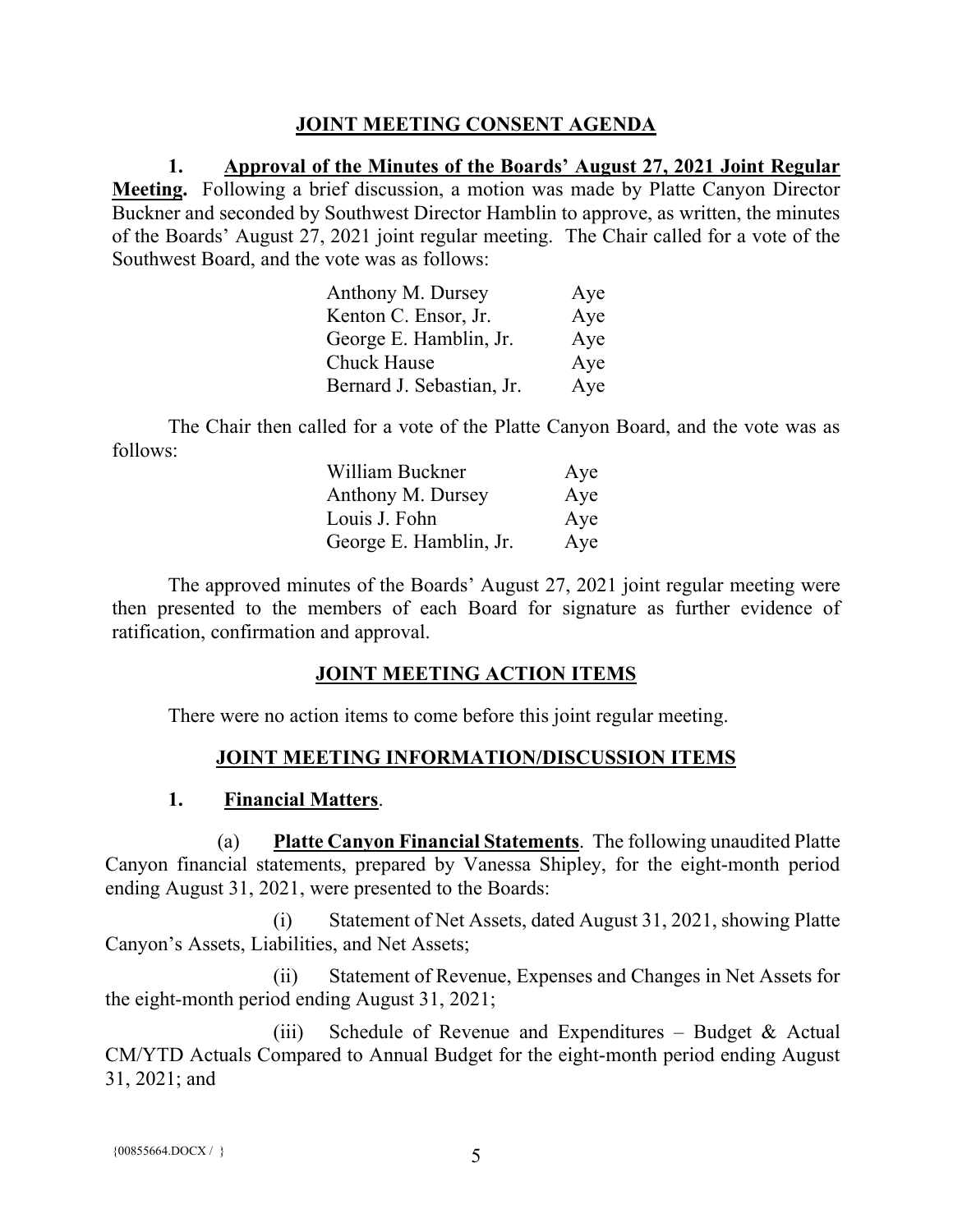## JOINT MEETING CONSENT AGENDA

**1. Approval of the Minutes of the Boards' August 27, 2021 Joint Regular Meeting.** Following a brief discussion, a motion was made by Platte Canyon Director Buckner and seconded by Southwest Director Hamblin to approve, as written, the minutes of the Boards' August 27, 2021 joint regular meeting. The Chair called for a vote of the Southwest Board, and the vote was as follows:

| | |
|---|---|
| Anthony M. Dursey | Aye |
| Kenton C. Ensor, Jr. | Aye |
| George E. Hamblin, Jr. | Aye |
| Chuck Hause | Aye |
| Bernard J. Sebastian, Jr. | Aye |

The Chair then called for a vote of the Platte Canyon Board, and the vote was as follows:

| | |
|---|---|
| William Buckner | Aye |
| Anthony M. Dursey | Aye |
| Louis J. Fohn | Aye |
| George E. Hamblin, Jr. | Aye |

The approved minutes of the Boards' August 27, 2021 joint regular meeting were then presented to the members of each Board for signature as further evidence of ratification, confirmation and approval.

## JOINT MEETING ACTION ITEMS

There were no action items to come before this joint regular meeting.

## JOINT MEETING INFORMATION/DISCUSSION ITEMS

**1. Financial Matters.**

(a) **Platte Canyon Financial Statements**. The following unaudited Platte Canyon financial statements, prepared by Vanessa Shipley, for the eight-month period ending August 31, 2021, were presented to the Boards:

(i) Statement of Net Assets, dated August 31, 2021, showing Platte Canyon's Assets, Liabilities, and Net Assets;

(ii) Statement of Revenue, Expenses and Changes in Net Assets for the eight-month period ending August 31, 2021;

(iii) Schedule of Revenue and Expenditures – Budget & Actual CM/YTD Actuals Compared to Annual Budget for the eight-month period ending August 31, 2021; and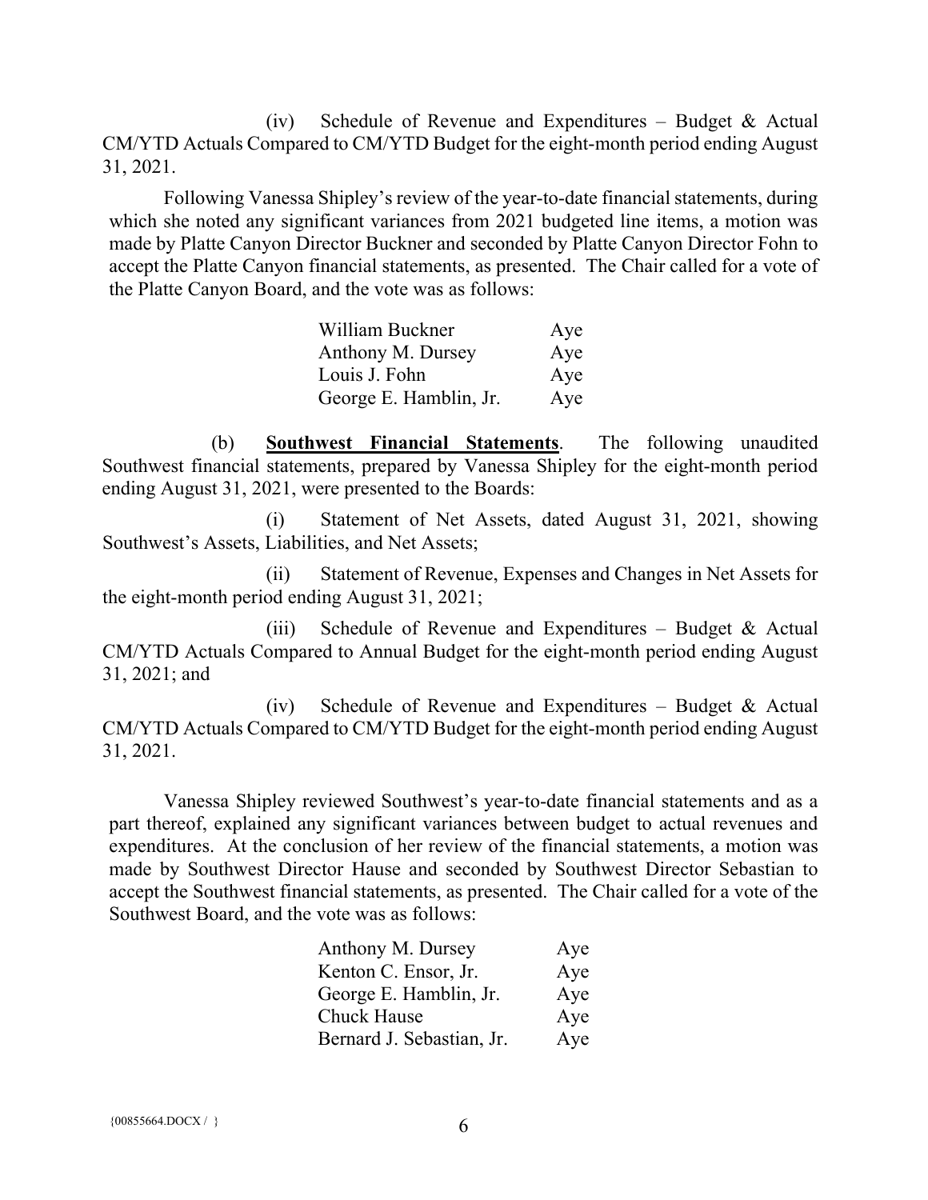(iv) Schedule of Revenue and Expenditures – Budget & Actual CM/YTD Actuals Compared to CM/YTD Budget for the eight-month period ending August 31, 2021.

Following Vanessa Shipley's review of the year-to-date financial statements, during which she noted any significant variances from 2021 budgeted line items, a motion was made by Platte Canyon Director Buckner and seconded by Platte Canyon Director Fohn to accept the Platte Canyon financial statements, as presented. The Chair called for a vote of the Platte Canyon Board, and the vote was as follows:

| | |
|---|---|
| William Buckner | Aye |
| Anthony M. Dursey | Aye |
| Louis J. Fohn | Aye |
| George E. Hamblin, Jr. | Aye |

(b) **Southwest Financial Statements**. The following unaudited Southwest financial statements, prepared by Vanessa Shipley for the eight-month period ending August 31, 2021, were presented to the Boards:

(i) Statement of Net Assets, dated August 31, 2021, showing Southwest's Assets, Liabilities, and Net Assets;

(ii) Statement of Revenue, Expenses and Changes in Net Assets for the eight-month period ending August 31, 2021;

(iii) Schedule of Revenue and Expenditures – Budget & Actual CM/YTD Actuals Compared to Annual Budget for the eight-month period ending August 31, 2021; and

(iv) Schedule of Revenue and Expenditures – Budget & Actual CM/YTD Actuals Compared to CM/YTD Budget for the eight-month period ending August 31, 2021.

Vanessa Shipley reviewed Southwest's year-to-date financial statements and as a part thereof, explained any significant variances between budget to actual revenues and expenditures. At the conclusion of her review of the financial statements, a motion was made by Southwest Director Hause and seconded by Southwest Director Sebastian to accept the Southwest financial statements, as presented. The Chair called for a vote of the Southwest Board, and the vote was as follows:

| | |
|---|---|
| Anthony M. Dursey | Aye |
| Kenton C. Ensor, Jr. | Aye |
| George E. Hamblin, Jr. | Aye |
| Chuck Hause | Aye |
| Bernard J. Sebastian, Jr. | Aye |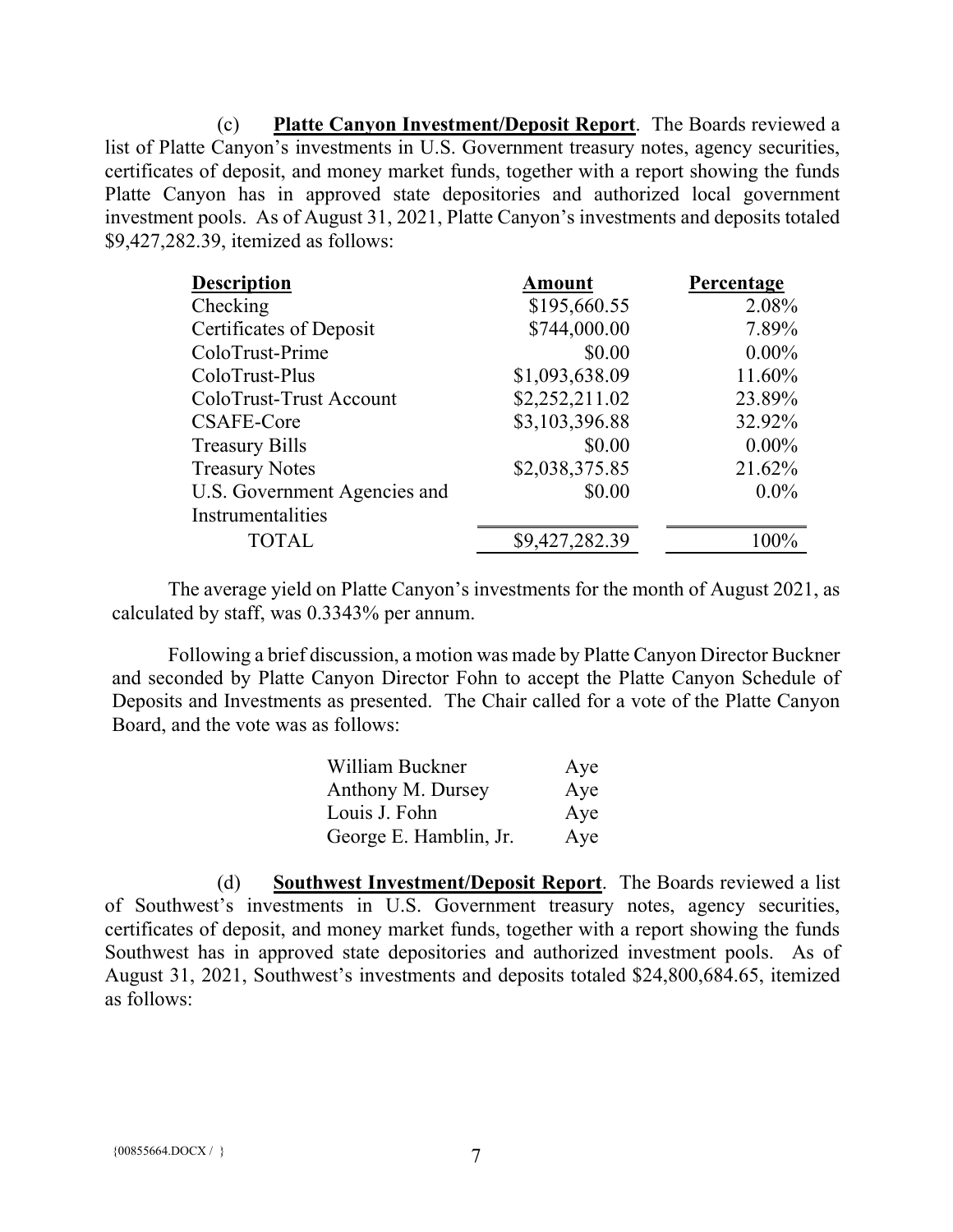(c) **Platte Canyon Investment/Deposit Report**. The Boards reviewed a list of Platte Canyon's investments in U.S. Government treasury notes, agency securities, certificates of deposit, and money market funds, together with a report showing the funds Platte Canyon has in approved state depositories and authorized local government investment pools. As of August 31, 2021, Platte Canyon's investments and deposits totaled $9,427,282.39, itemized as follows:

| Description | Amount | Percentage |
|---|---|---|
| Checking | $195,660.55 | 2.08% |
| Certificates of Deposit | $744,000.00 | 7.89% |
| ColoTrust-Prime | $0.00 | 0.00% |
| ColoTrust-Plus | $1,093,638.09 | 11.60% |
| ColoTrust-Trust Account | $2,252,211.02 | 23.89% |
| CSAFE-Core | $3,103,396.88 | 32.92% |
| Treasury Bills | $0.00 | 0.00% |
| Treasury Notes | $2,038,375.85 | 21.62% |
| U.S. Government Agencies and Instrumentalities | $0.00 | 0.0% |
| TOTAL | $9,427,282.39 | 100% |

The average yield on Platte Canyon's investments for the month of August 2021, as calculated by staff, was 0.3343% per annum.

Following a brief discussion, a motion was made by Platte Canyon Director Buckner and seconded by Platte Canyon Director Fohn to accept the Platte Canyon Schedule of Deposits and Investments as presented. The Chair called for a vote of the Platte Canyon Board, and the vote was as follows:

| | |
|---|---|
| William Buckner | Aye |
| Anthony M. Dursey | Aye |
| Louis J. Fohn | Aye |
| George E. Hamblin, Jr. | Aye |

(d) **Southwest Investment/Deposit Report**. The Boards reviewed a list of Southwest's investments in U.S. Government treasury notes, agency securities, certificates of deposit, and money market funds, together with a report showing the funds Southwest has in approved state depositories and authorized investment pools. As of August 31, 2021, Southwest's investments and deposits totaled $24,800,684.65, itemized as follows:

{00855664.DOCX / }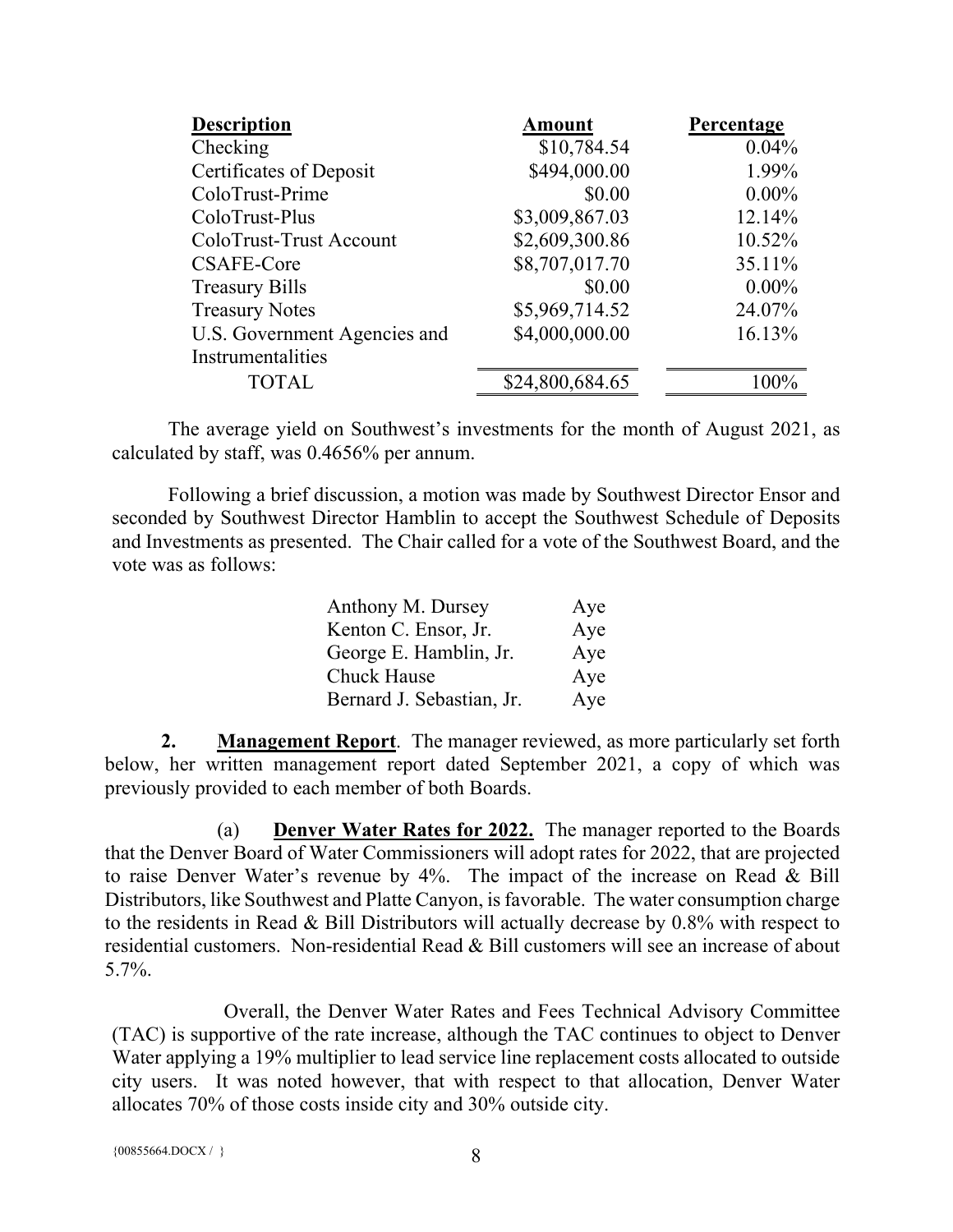| Description | Amount | Percentage |
|---|---|---|
| Checking | $10,784.54 | 0.04% |
| Certificates of Deposit | $494,000.00 | 1.99% |
| ColoTrust-Prime | $0.00 | 0.00% |
| ColoTrust-Plus | $3,009,867.03 | 12.14% |
| ColoTrust-Trust Account | $2,609,300.86 | 10.52% |
| CSAFE-Core | $8,707,017.70 | 35.11% |
| Treasury Bills | $0.00 | 0.00% |
| Treasury Notes | $5,969,714.52 | 24.07% |
| U.S. Government Agencies and Instrumentalities | $4,000,000.00 | 16.13% |
| TOTAL | $24,800,684.65 | 100% |

The average yield on Southwest's investments for the month of August 2021, as calculated by staff, was 0.4656% per annum.

Following a brief discussion, a motion was made by Southwest Director Ensor and seconded by Southwest Director Hamblin to accept the Southwest Schedule of Deposits and Investments as presented. The Chair called for a vote of the Southwest Board, and the vote was as follows:

| | |
|---|---|
| Anthony M. Dursey | Aye |
| Kenton C. Ensor, Jr. | Aye |
| George E. Hamblin, Jr. | Aye |
| Chuck Hause | Aye |
| Bernard J. Sebastian, Jr. | Aye |

**2. Management Report**. The manager reviewed, as more particularly set forth below, her written management report dated September 2021, a copy of which was previously provided to each member of both Boards.

(a) **Denver Water Rates for 2022.** The manager reported to the Boards that the Denver Board of Water Commissioners will adopt rates for 2022, that are projected to raise Denver Water's revenue by 4%. The impact of the increase on Read & Bill Distributors, like Southwest and Platte Canyon, is favorable. The water consumption charge to the residents in Read & Bill Distributors will actually decrease by 0.8% with respect to residential customers. Non-residential Read & Bill customers will see an increase of about 5.7%.

Overall, the Denver Water Rates and Fees Technical Advisory Committee (TAC) is supportive of the rate increase, although the TAC continues to object to Denver Water applying a 19% multiplier to lead service line replacement costs allocated to outside city users. It was noted however, that with respect to that allocation, Denver Water allocates 70% of those costs inside city and 30% outside city.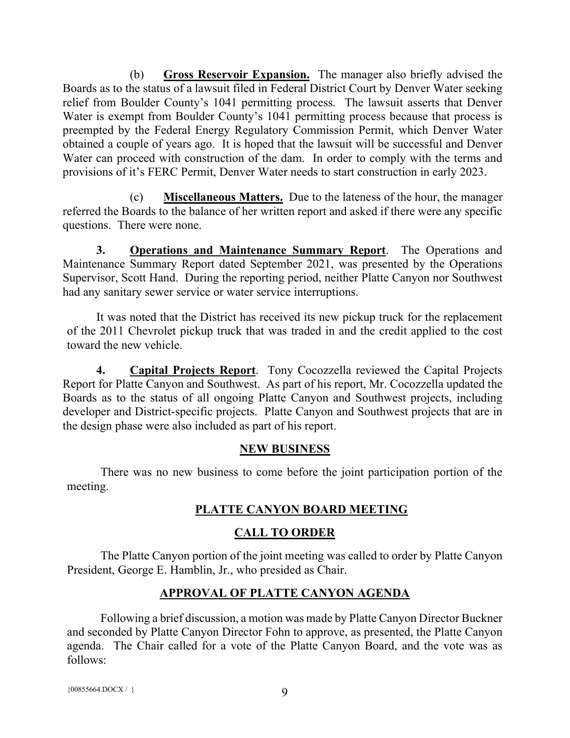(b) **Gross Reservoir Expansion.** The manager also briefly advised the Boards as to the status of a lawsuit filed in Federal District Court by Denver Water seeking relief from Boulder County's 1041 permitting process. The lawsuit asserts that Denver Water is exempt from Boulder County's 1041 permitting process because that process is preempted by the Federal Energy Regulatory Commission Permit, which Denver Water obtained a couple of years ago. It is hoped that the lawsuit will be successful and Denver Water can proceed with construction of the dam. In order to comply with the terms and provisions of it's FERC Permit, Denver Water needs to start construction in early 2023.

(c) **Miscellaneous Matters.** Due to the lateness of the hour, the manager referred the Boards to the balance of her written report and asked if there were any specific questions. There were none.

**3. Operations and Maintenance Summary Report**. The Operations and Maintenance Summary Report dated September 2021, was presented by the Operations Supervisor, Scott Hand. During the reporting period, neither Platte Canyon nor Southwest had any sanitary sewer service or water service interruptions.

It was noted that the District has received its new pickup truck for the replacement of the 2011 Chevrolet pickup truck that was traded in and the credit applied to the cost toward the new vehicle.

**4. Capital Projects Report**. Tony Cocozzella reviewed the Capital Projects Report for Platte Canyon and Southwest. As part of his report, Mr. Cocozzella updated the Boards as to the status of all ongoing Platte Canyon and Southwest projects, including developer and District-specific projects. Platte Canyon and Southwest projects that are in the design phase were also included as part of his report.

## NEW BUSINESS

There was no new business to come before the joint participation portion of the meeting.

## PLATTE CANYON BOARD MEETING

## CALL TO ORDER

The Platte Canyon portion of the joint meeting was called to order by Platte Canyon President, George E. Hamblin, Jr., who presided as Chair.

## APPROVAL OF PLATTE CANYON AGENDA

Following a brief discussion, a motion was made by Platte Canyon Director Buckner and seconded by Platte Canyon Director Fohn to approve, as presented, the Platte Canyon agenda. The Chair called for a vote of the Platte Canyon Board, and the vote was as follows: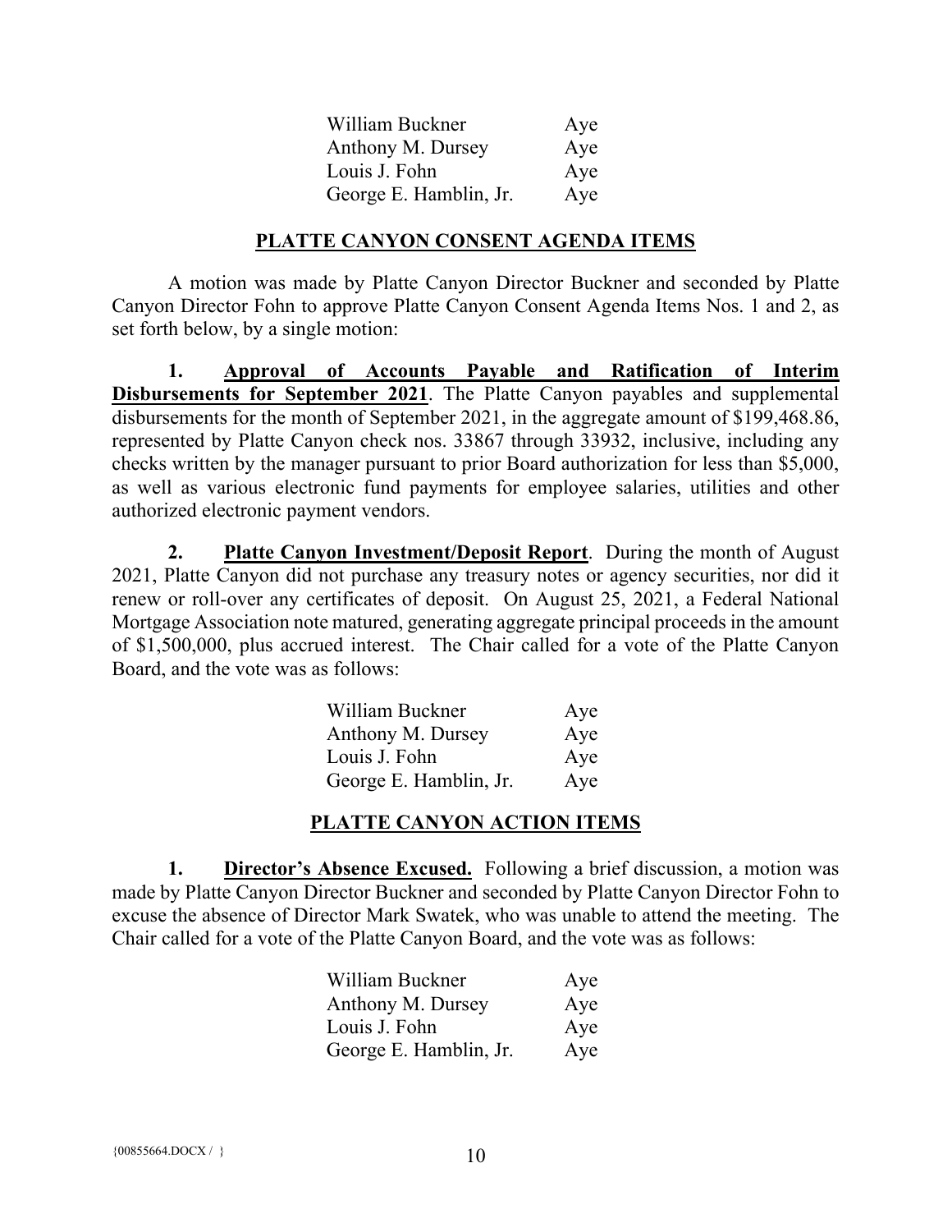| | |
|---|---|
| William Buckner | Aye |
| Anthony M. Dursey | Aye |
| Louis J. Fohn | Aye |
| George E. Hamblin, Jr. | Aye |

## **PLATTE CANYON CONSENT AGENDA ITEMS**

A motion was made by Platte Canyon Director Buckner and seconded by Platte Canyon Director Fohn to approve Platte Canyon Consent Agenda Items Nos. 1 and 2, as set forth below, by a single motion:

**1. Approval of Accounts Payable and Ratification of Interim Disbursements for September 2021**. The Platte Canyon payables and supplemental disbursements for the month of September 2021, in the aggregate amount of $199,468.86, represented by Platte Canyon check nos. 33867 through 33932, inclusive, including any checks written by the manager pursuant to prior Board authorization for less than $5,000, as well as various electronic fund payments for employee salaries, utilities and other authorized electronic payment vendors.

**2. Platte Canyon Investment/Deposit Report**. During the month of August 2021, Platte Canyon did not purchase any treasury notes or agency securities, nor did it renew or roll-over any certificates of deposit. On August 25, 2021, a Federal National Mortgage Association note matured, generating aggregate principal proceeds in the amount of $1,500,000, plus accrued interest. The Chair called for a vote of the Platte Canyon Board, and the vote was as follows:

| | |
|---|---|
| William Buckner | Aye |
| Anthony M. Dursey | Aye |
| Louis J. Fohn | Aye |
| George E. Hamblin, Jr. | Aye |

## **PLATTE CANYON ACTION ITEMS**

**1. Director's Absence Excused.** Following a brief discussion, a motion was made by Platte Canyon Director Buckner and seconded by Platte Canyon Director Fohn to excuse the absence of Director Mark Swatek, who was unable to attend the meeting. The Chair called for a vote of the Platte Canyon Board, and the vote was as follows:

| | |
|---|---|
| William Buckner | Aye |
| Anthony M. Dursey | Aye |
| Louis J. Fohn | Aye |
| George E. Hamblin, Jr. | Aye |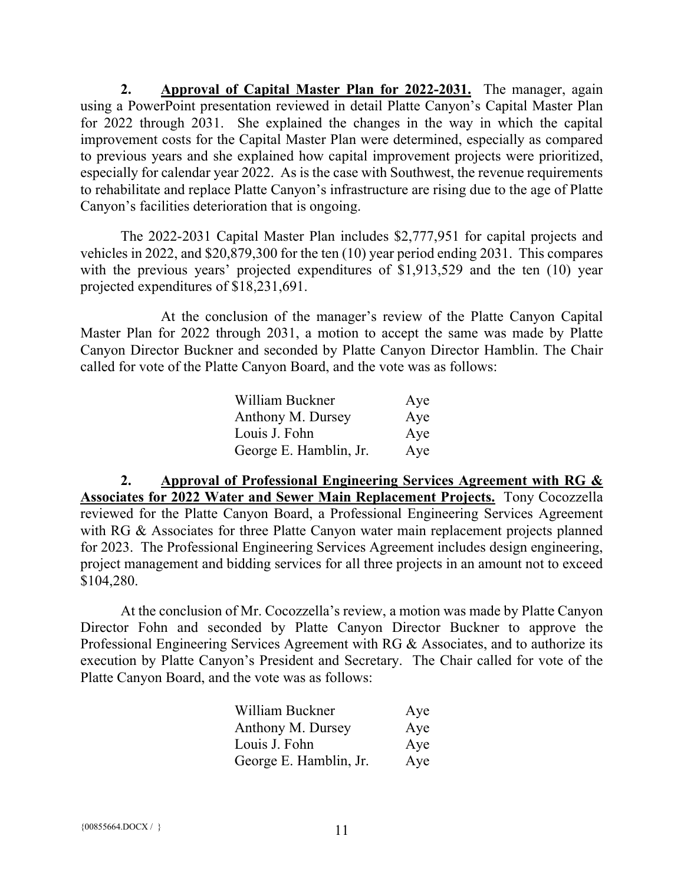**2. Approval of Capital Master Plan for 2022-2031.** The manager, again using a PowerPoint presentation reviewed in detail Platte Canyon's Capital Master Plan for 2022 through 2031. She explained the changes in the way in which the capital improvement costs for the Capital Master Plan were determined, especially as compared to previous years and she explained how capital improvement projects were prioritized, especially for calendar year 2022. As is the case with Southwest, the revenue requirements to rehabilitate and replace Platte Canyon's infrastructure are rising due to the age of Platte Canyon's facilities deterioration that is ongoing.

The 2022-2031 Capital Master Plan includes $2,777,951 for capital projects and vehicles in 2022, and $20,879,300 for the ten (10) year period ending 2031. This compares with the previous years' projected expenditures of $1,913,529 and the ten (10) year projected expenditures of $18,231,691.

At the conclusion of the manager's review of the Platte Canyon Capital Master Plan for 2022 through 2031, a motion to accept the same was made by Platte Canyon Director Buckner and seconded by Platte Canyon Director Hamblin. The Chair called for vote of the Platte Canyon Board, and the vote was as follows:

| | |
|---|---|
| William Buckner | Aye |
| Anthony M. Dursey | Aye |
| Louis J. Fohn | Aye |
| George E. Hamblin, Jr. | Aye |

**2. Approval of Professional Engineering Services Agreement with RG & Associates for 2022 Water and Sewer Main Replacement Projects.** Tony Cocozzella reviewed for the Platte Canyon Board, a Professional Engineering Services Agreement with RG & Associates for three Platte Canyon water main replacement projects planned for 2023. The Professional Engineering Services Agreement includes design engineering, project management and bidding services for all three projects in an amount not to exceed $104,280.

At the conclusion of Mr. Cocozzella's review, a motion was made by Platte Canyon Director Fohn and seconded by Platte Canyon Director Buckner to approve the Professional Engineering Services Agreement with RG & Associates, and to authorize its execution by Platte Canyon's President and Secretary. The Chair called for vote of the Platte Canyon Board, and the vote was as follows:

| | |
|---|---|
| William Buckner | Aye |
| Anthony M. Dursey | Aye |
| Louis J. Fohn | Aye |
| George E. Hamblin, Jr. | Aye |

{00855664.DOCX / }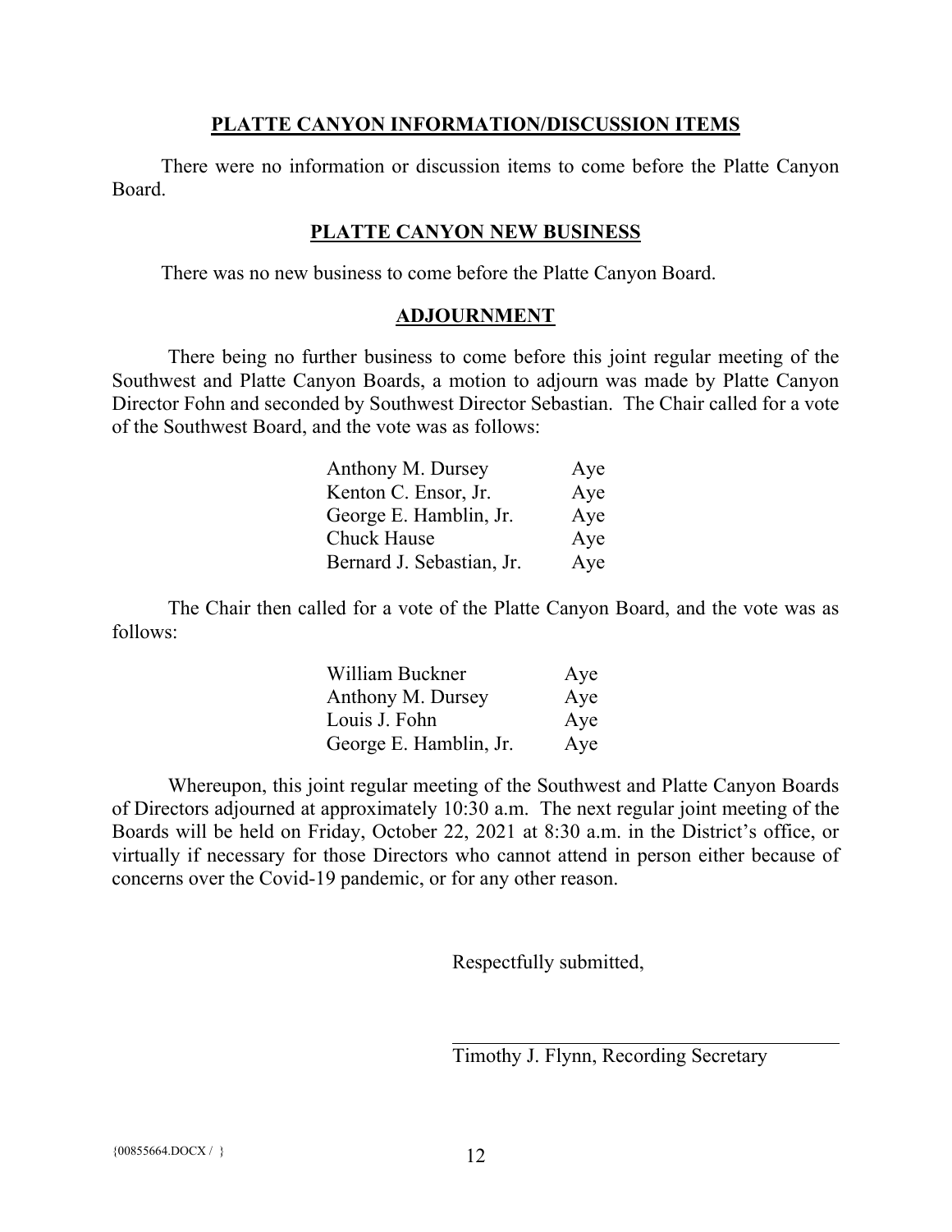## PLATTE CANYON INFORMATION/DISCUSSION ITEMS

There were no information or discussion items to come before the Platte Canyon Board.

## PLATTE CANYON NEW BUSINESS

There was no new business to come before the Platte Canyon Board.

## ADJOURNMENT

There being no further business to come before this joint regular meeting of the Southwest and Platte Canyon Boards, a motion to adjourn was made by Platte Canyon Director Fohn and seconded by Southwest Director Sebastian. The Chair called for a vote of the Southwest Board, and the vote was as follows:

| | |
|---|---|
| Anthony M. Dursey | Aye |
| Kenton C. Ensor, Jr. | Aye |
| George E. Hamblin, Jr. | Aye |
| Chuck Hause | Aye |
| Bernard J. Sebastian, Jr. | Aye |

The Chair then called for a vote of the Platte Canyon Board, and the vote was as follows:

| | |
|---|---|
| William Buckner | Aye |
| Anthony M. Dursey | Aye |
| Louis J. Fohn | Aye |
| George E. Hamblin, Jr. | Aye |

Whereupon, this joint regular meeting of the Southwest and Platte Canyon Boards of Directors adjourned at approximately 10:30 a.m. The next regular joint meeting of the Boards will be held on Friday, October 22, 2021 at 8:30 a.m. in the District's office, or virtually if necessary for those Directors who cannot attend in person either because of concerns over the Covid-19 pandemic, or for any other reason.

Respectfully submitted,

Timothy J. Flynn, Recording Secretary

{00855664.DOCX / }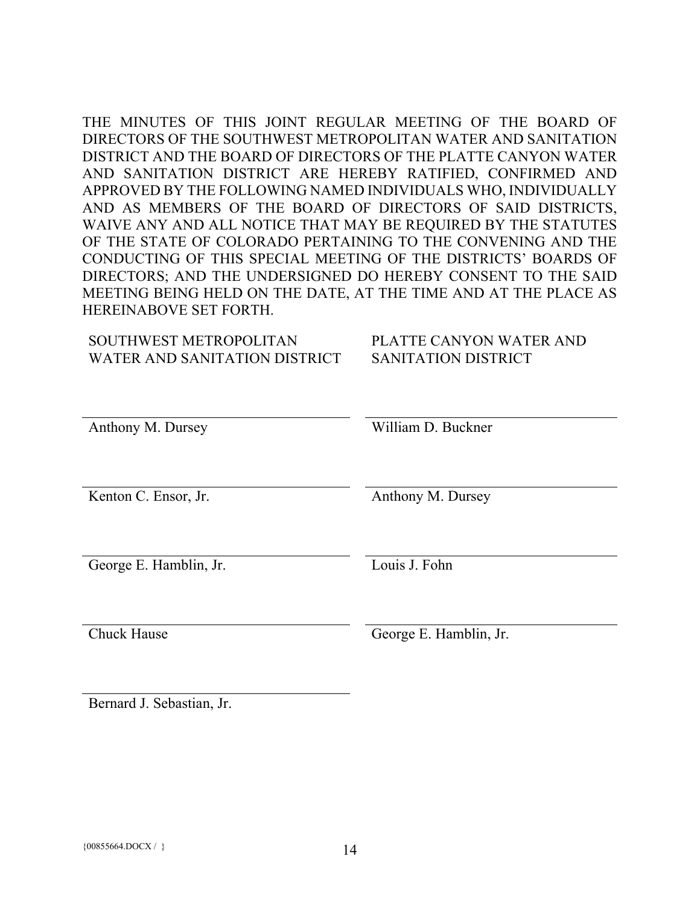THE MINUTES OF THIS JOINT REGULAR MEETING OF THE BOARD OF DIRECTORS OF THE SOUTHWEST METROPOLITAN WATER AND SANITATION DISTRICT AND THE BOARD OF DIRECTORS OF THE PLATTE CANYON WATER AND SANITATION DISTRICT ARE HEREBY RATIFIED, CONFIRMED AND APPROVED BY THE FOLLOWING NAMED INDIVIDUALS WHO, INDIVIDUALLY AND AS MEMBERS OF THE BOARD OF DIRECTORS OF SAID DISTRICTS, WAIVE ANY AND ALL NOTICE THAT MAY BE REQUIRED BY THE STATUTES OF THE STATE OF COLORADO PERTAINING TO THE CONVENING AND THE CONDUCTING OF THIS SPECIAL MEETING OF THE DISTRICTS' BOARDS OF DIRECTORS; AND THE UNDERSIGNED DO HEREBY CONSENT TO THE SAID MEETING BEING HELD ON THE DATE, AT THE TIME AND AT THE PLACE AS HEREINABOVE SET FORTH.

| SOUTHWEST METROPOLITAN WATER AND SANITATION DISTRICT | PLATTE CANYON WATER AND SANITATION DISTRICT |
| --- | --- |
| Anthony M. Dursey | William D. Buckner |
| Kenton C. Ensor, Jr. | Anthony M. Dursey |
| George E. Hamblin, Jr. | Louis J. Fohn |
| Chuck Hause | George E. Hamblin, Jr. |
| Bernard J. Sebastian, Jr. | |

{00855664.DOCX / }